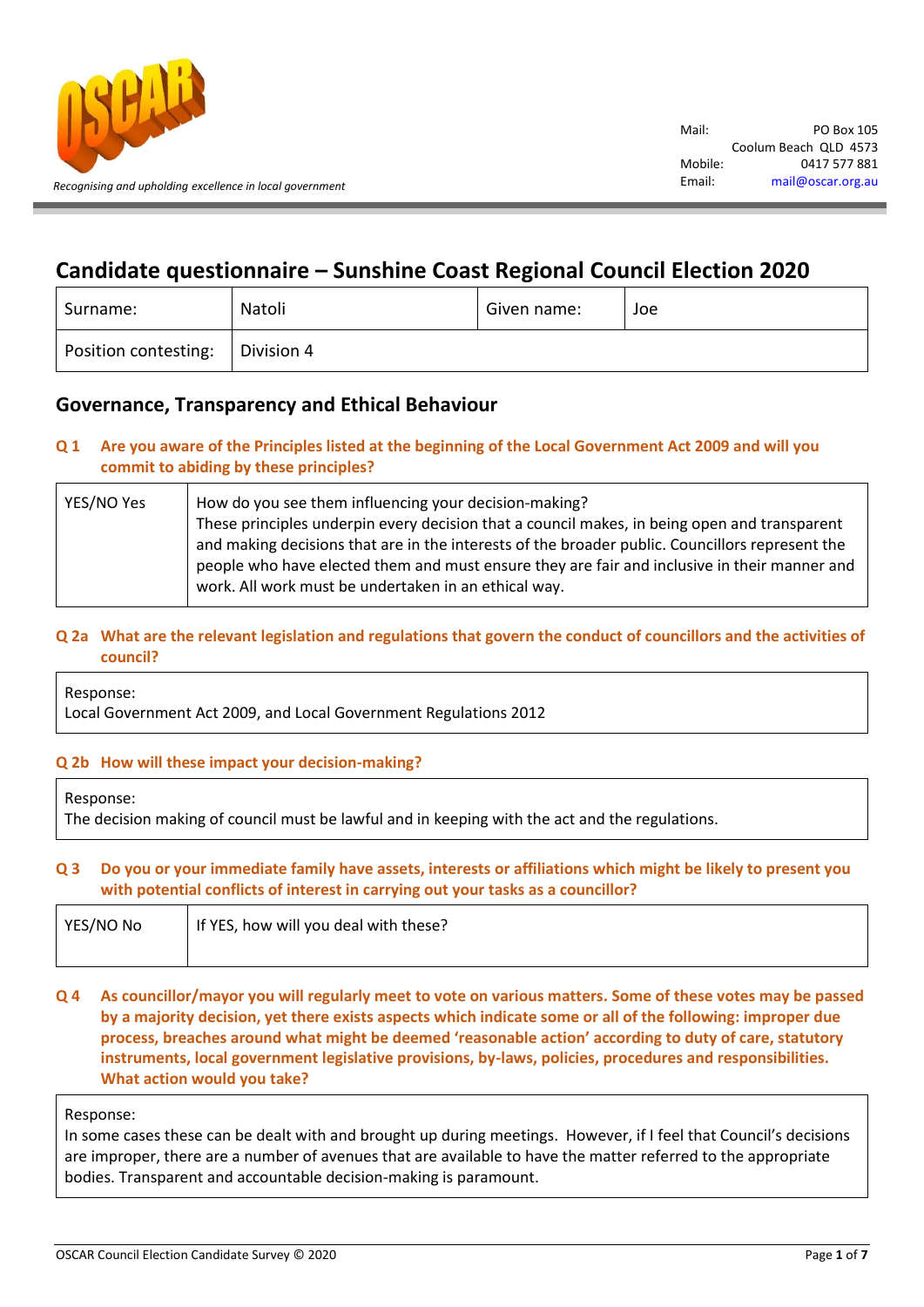OSCAR

*Recognising and upholding excellence in local government*

Mail: PO Box 105
Coolum Beach QLD 4573
Mobile: 0417 577 881
Email: mail@oscar.org.au

# Candidate questionnaire – Sunshine Coast Regional Council Election 2020

| Surname: | Natoli | Given name: | Joe |
|---|---|---|---|
| Position contesting: | Division 4 | | |

## Governance, Transparency and Ethical Behaviour

**Q 1 Are you aware of the Principles listed at the beginning of the Local Government Act 2009 and will you commit to abiding by these principles?**

| YES/NO Yes | How do you see them influencing your decision-making?<br>These principles underpin every decision that a council makes, in being open and transparent and making decisions that are in the interests of the broader public. Councillors represent the people who have elected them and must ensure they are fair and inclusive in their manner and work. All work must be undertaken in an ethical way. |
|---|---|

**Q 2a What are the relevant legislation and regulations that govern the conduct of councillors and the activities of council?**

Response:
Local Government Act 2009, and Local Government Regulations 2012

**Q 2b How will these impact your decision-making?**

Response:
The decision making of council must be lawful and in keeping with the act and the regulations.

**Q 3 Do you or your immediate family have assets, interests or affiliations which might be likely to present you with potential conflicts of interest in carrying out your tasks as a councillor?**

| YES/NO No | If YES, how will you deal with these? |
|---|---|

**Q 4 As councillor/mayor you will regularly meet to vote on various matters. Some of these votes may be passed by a majority decision, yet there exists aspects which indicate some or all of the following: improper due process, breaches around what might be deemed 'reasonable action' according to duty of care, statutory instruments, local government legislative provisions, by-laws, policies, procedures and responsibilities. What action would you take?**

Response:
In some cases these can be dealt with and brought up during meetings. However, if I feel that Council's decisions are improper, there are a number of avenues that are available to have the matter referred to the appropriate bodies. Transparent and accountable decision-making is paramount.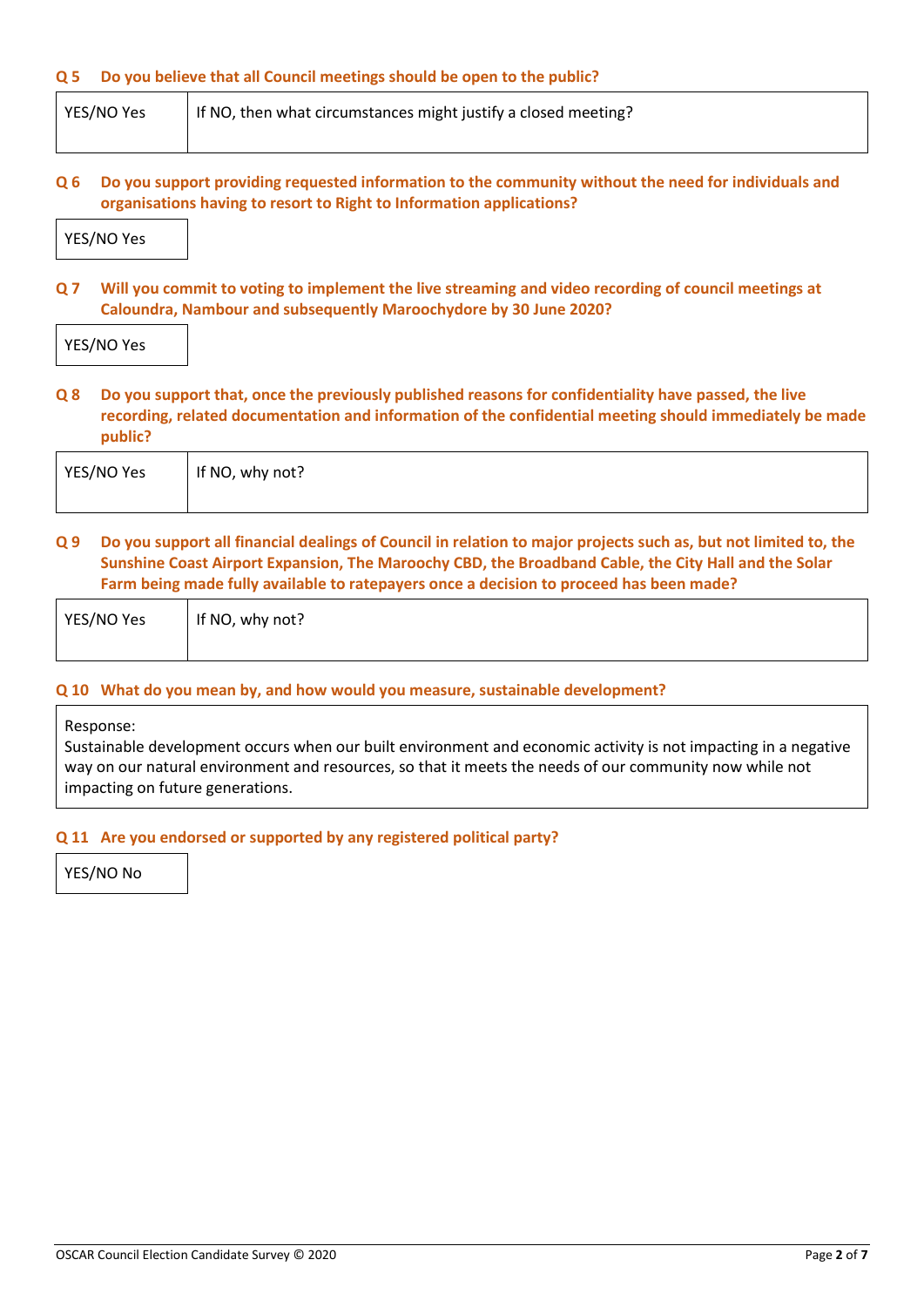**Q 5 Do you believe that all Council meetings should be open to the public?**

| YES/NO Yes | If NO, then what circumstances might justify a closed meeting? |
|---|---|

**Q 6 Do you support providing requested information to the community without the need for individuals and organisations having to resort to Right to Information applications?**

| YES/NO Yes |
|---|

**Q 7 Will you commit to voting to implement the live streaming and video recording of council meetings at Caloundra, Nambour and subsequently Maroochydore by 30 June 2020?**

| YES/NO Yes |
|---|

**Q 8 Do you support that, once the previously published reasons for confidentiality have passed, the live recording, related documentation and information of the confidential meeting should immediately be made public?**

| YES/NO Yes | If NO, why not? |
|---|---|

**Q 9 Do you support all financial dealings of Council in relation to major projects such as, but not limited to, the Sunshine Coast Airport Expansion, The Maroochy CBD, the Broadband Cable, the City Hall and the Solar Farm being made fully available to ratepayers once a decision to proceed has been made?**

| YES/NO Yes | If NO, why not? |
|---|---|

**Q 10 What do you mean by, and how would you measure, sustainable development?**

Response:
Sustainable development occurs when our built environment and economic activity is not impacting in a negative way on our natural environment and resources, so that it meets the needs of our community now while not impacting on future generations.

**Q 11 Are you endorsed or supported by any registered political party?**

| YES/NO No |
|---|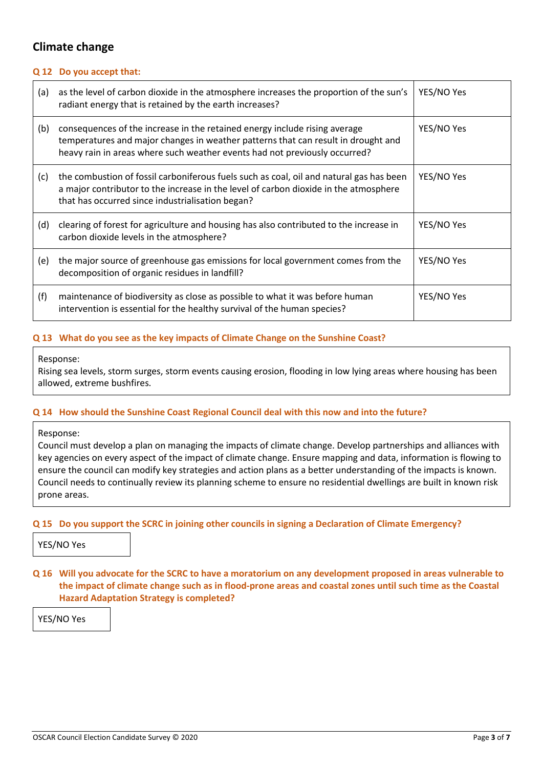## Climate change

**Q 12 Do you accept that:**

| | | |
|---|---|---|
| (a) | as the level of carbon dioxide in the atmosphere increases the proportion of the sun's radiant energy that is retained by the earth increases? | YES/NO Yes |
| (b) | consequences of the increase in the retained energy include rising average temperatures and major changes in weather patterns that can result in drought and heavy rain in areas where such weather events had not previously occurred? | YES/NO Yes |
| (c) | the combustion of fossil carboniferous fuels such as coal, oil and natural gas has been a major contributor to the increase in the level of carbon dioxide in the atmosphere that has occurred since industrialisation began? | YES/NO Yes |
| (d) | clearing of forest for agriculture and housing has also contributed to the increase in carbon dioxide levels in the atmosphere? | YES/NO Yes |
| (e) | the major source of greenhouse gas emissions for local government comes from the decomposition of organic residues in landfill? | YES/NO Yes |
| (f) | maintenance of biodiversity as close as possible to what it was before human intervention is essential for the healthy survival of the human species? | YES/NO Yes |

**Q 13 What do you see as the key impacts of Climate Change on the Sunshine Coast?**

Response:
Rising sea levels, storm surges, storm events causing erosion, flooding in low lying areas where housing has been allowed, extreme bushfires.

**Q 14 How should the Sunshine Coast Regional Council deal with this now and into the future?**

Response:
Council must develop a plan on managing the impacts of climate change. Develop partnerships and alliances with key agencies on every aspect of the impact of climate change. Ensure mapping and data, information is flowing to ensure the council can modify key strategies and action plans as a better understanding of the impacts is known. Council needs to continually review its planning scheme to ensure no residential dwellings are built in known risk prone areas.

**Q 15 Do you support the SCRC in joining other councils in signing a Declaration of Climate Emergency?**

YES/NO Yes

**Q 16 Will you advocate for the SCRC to have a moratorium on any development proposed in areas vulnerable to the impact of climate change such as in flood-prone areas and coastal zones until such time as the Coastal Hazard Adaptation Strategy is completed?**

YES/NO Yes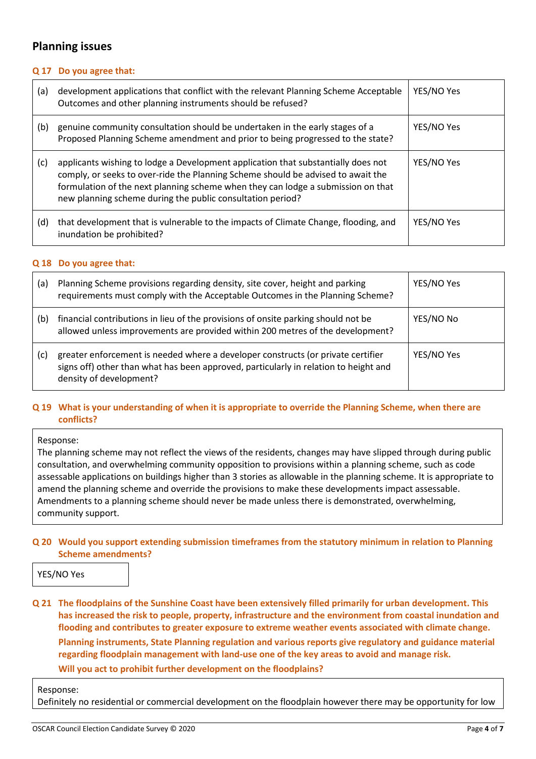## Planning issues

**Q 17 Do you agree that:**

| | | |
|---|---|---|
| (a) | development applications that conflict with the relevant Planning Scheme Acceptable Outcomes and other planning instruments should be refused? | YES/NO Yes |
| (b) | genuine community consultation should be undertaken in the early stages of a Proposed Planning Scheme amendment and prior to being progressed to the state? | YES/NO Yes |
| (c) | applicants wishing to lodge a Development application that substantially does not comply, or seeks to over-ride the Planning Scheme should be advised to await the formulation of the next planning scheme when they can lodge a submission on that new planning scheme during the public consultation period? | YES/NO Yes |
| (d) | that development that is vulnerable to the impacts of Climate Change, flooding, and inundation be prohibited? | YES/NO Yes |

**Q 18 Do you agree that:**

| | | |
|---|---|---|
| (a) | Planning Scheme provisions regarding density, site cover, height and parking requirements must comply with the Acceptable Outcomes in the Planning Scheme? | YES/NO Yes |
| (b) | financial contributions in lieu of the provisions of onsite parking should not be allowed unless improvements are provided within 200 metres of the development? | YES/NO No |
| (c) | greater enforcement is needed where a developer constructs (or private certifier signs off) other than what has been approved, particularly in relation to height and density of development? | YES/NO Yes |

**Q 19 What is your understanding of when it is appropriate to override the Planning Scheme, when there are conflicts?**

Response:
The planning scheme may not reflect the views of the residents, changes may have slipped through during public consultation, and overwhelming community opposition to provisions within a planning scheme, such as code assessable applications on buildings higher than 3 stories as allowable in the planning scheme. It is appropriate to amend the planning scheme and override the provisions to make these developments impact assessable. Amendments to a planning scheme should never be made unless there is demonstrated, overwhelming, community support.

**Q 20 Would you support extending submission timeframes from the statutory minimum in relation to Planning Scheme amendments?**

YES/NO Yes

**Q 21 The floodplains of the Sunshine Coast have been extensively filled primarily for urban development. This has increased the risk to people, property, infrastructure and the environment from coastal inundation and flooding and contributes to greater exposure to extreme weather events associated with climate change.**

**Planning instruments, State Planning regulation and various reports give regulatory and guidance material regarding floodplain management with land-use one of the key areas to avoid and manage risk.**

**Will you act to prohibit further development on the floodplains?**

Response:
Definitely no residential or commercial development on the floodplain however there may be opportunity for low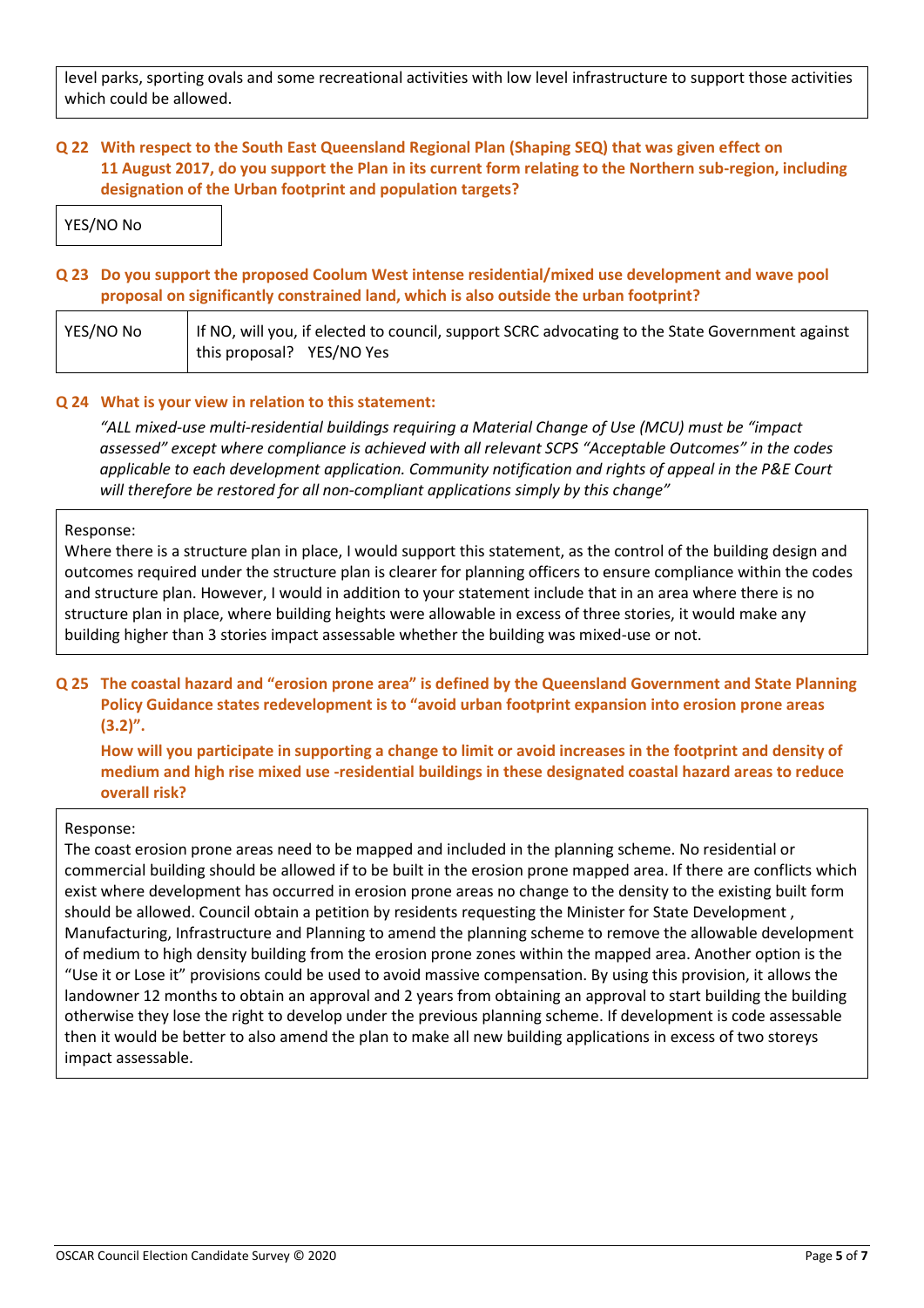level parks, sporting ovals and some recreational activities with low level infrastructure to support those activities which could be allowed.

**Q 22 With respect to the South East Queensland Regional Plan (Shaping SEQ) that was given effect on 11 August 2017, do you support the Plan in its current form relating to the Northern sub-region, including designation of the Urban footprint and population targets?**

YES/NO No

**Q 23 Do you support the proposed Coolum West intense residential/mixed use development and wave pool proposal on significantly constrained land, which is also outside the urban footprint?**

| YES/NO No | If NO, will you, if elected to council, support SCRC advocating to the State Government against this proposal? YES/NO Yes |
|---|---|

**Q 24 What is your view in relation to this statement:**

*"ALL mixed-use multi-residential buildings requiring a Material Change of Use (MCU) must be "impact assessed" except where compliance is achieved with all relevant SCPS "Acceptable Outcomes" in the codes applicable to each development application. Community notification and rights of appeal in the P&E Court will therefore be restored for all non-compliant applications simply by this change"*

Response:
Where there is a structure plan in place, I would support this statement, as the control of the building design and outcomes required under the structure plan is clearer for planning officers to ensure compliance within the codes and structure plan. However, I would in addition to your statement include that in an area where there is no structure plan in place, where building heights were allowable in excess of three stories, it would make any building higher than 3 stories impact assessable whether the building was mixed-use or not.

**Q 25 The coastal hazard and "erosion prone area" is defined by the Queensland Government and State Planning Policy Guidance states redevelopment is to "avoid urban footprint expansion into erosion prone areas (3.2)".**

**How will you participate in supporting a change to limit or avoid increases in the footprint and density of medium and high rise mixed use -residential buildings in these designated coastal hazard areas to reduce overall risk?**

Response:
The coast erosion prone areas need to be mapped and included in the planning scheme. No residential or commercial building should be allowed if to be built in the erosion prone mapped area. If there are conflicts which exist where development has occurred in erosion prone areas no change to the density to the existing built form should be allowed. Council obtain a petition by residents requesting the Minister for State Development , Manufacturing, Infrastructure and Planning to amend the planning scheme to remove the allowable development of medium to high density building from the erosion prone zones within the mapped area. Another option is the "Use it or Lose it" provisions could be used to avoid massive compensation. By using this provision, it allows the landowner 12 months to obtain an approval and 2 years from obtaining an approval to start building the building otherwise they lose the right to develop under the previous planning scheme. If development is code assessable then it would be better to also amend the plan to make all new building applications in excess of two storeys impact assessable.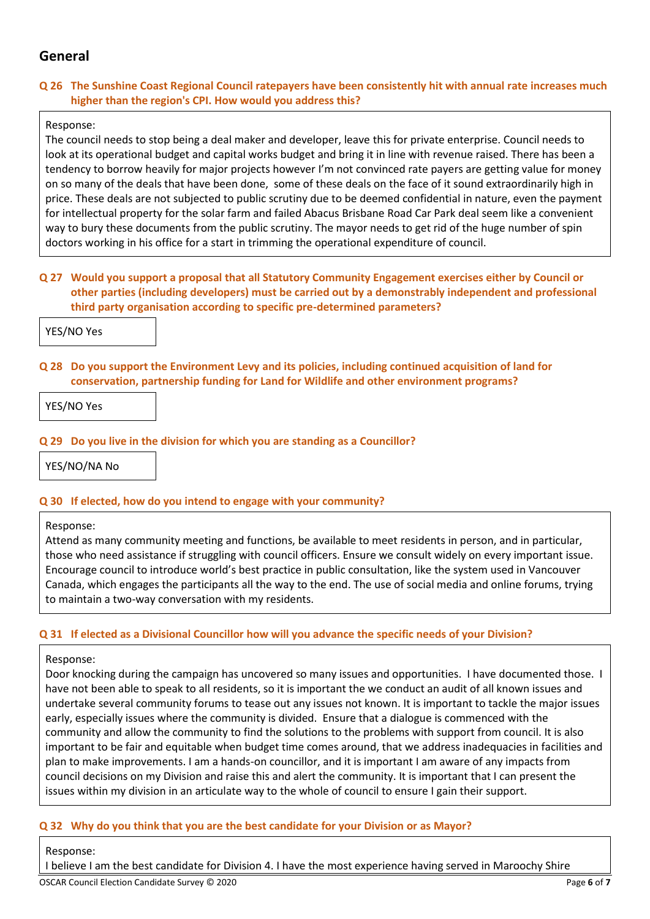## General

**Q 26 The Sunshine Coast Regional Council ratepayers have been consistently hit with annual rate increases much higher than the region's CPI. How would you address this?**

Response:
The council needs to stop being a deal maker and developer, leave this for private enterprise. Council needs to look at its operational budget and capital works budget and bring it in line with revenue raised. There has been a tendency to borrow heavily for major projects however I'm not convinced rate payers are getting value for money on so many of the deals that have been done, some of these deals on the face of it sound extraordinarily high in price. These deals are not subjected to public scrutiny due to be deemed confidential in nature, even the payment for intellectual property for the solar farm and failed Abacus Brisbane Road Car Park deal seem like a convenient way to bury these documents from the public scrutiny. The mayor needs to get rid of the huge number of spin doctors working in his office for a start in trimming the operational expenditure of council.

**Q 27 Would you support a proposal that all Statutory Community Engagement exercises either by Council or other parties (including developers) must be carried out by a demonstrably independent and professional third party organisation according to specific pre-determined parameters?**

YES/NO Yes

**Q 28 Do you support the Environment Levy and its policies, including continued acquisition of land for conservation, partnership funding for Land for Wildlife and other environment programs?**

YES/NO Yes

**Q 29 Do you live in the division for which you are standing as a Councillor?**

YES/NO/NA No

**Q 30 If elected, how do you intend to engage with your community?**

Response:
Attend as many community meeting and functions, be available to meet residents in person, and in particular, those who need assistance if struggling with council officers. Ensure we consult widely on every important issue. Encourage council to introduce world's best practice in public consultation, like the system used in Vancouver Canada, which engages the participants all the way to the end. The use of social media and online forums, trying to maintain a two-way conversation with my residents.

**Q 31 If elected as a Divisional Councillor how will you advance the specific needs of your Division?**

Response:
Door knocking during the campaign has uncovered so many issues and opportunities. I have documented those. I have not been able to speak to all residents, so it is important the we conduct an audit of all known issues and undertake several community forums to tease out any issues not known. It is important to tackle the major issues early, especially issues where the community is divided. Ensure that a dialogue is commenced with the community and allow the community to find the solutions to the problems with support from council. It is also important to be fair and equitable when budget time comes around, that we address inadequacies in facilities and plan to make improvements. I am a hands-on councillor, and it is important I am aware of any impacts from council decisions on my Division and raise this and alert the community. It is important that I can present the issues within my division in an articulate way to the whole of council to ensure I gain their support.

**Q 32 Why do you think that you are the best candidate for your Division or as Mayor?**

Response:
I believe I am the best candidate for Division 4. I have the most experience having served in Maroochy Shire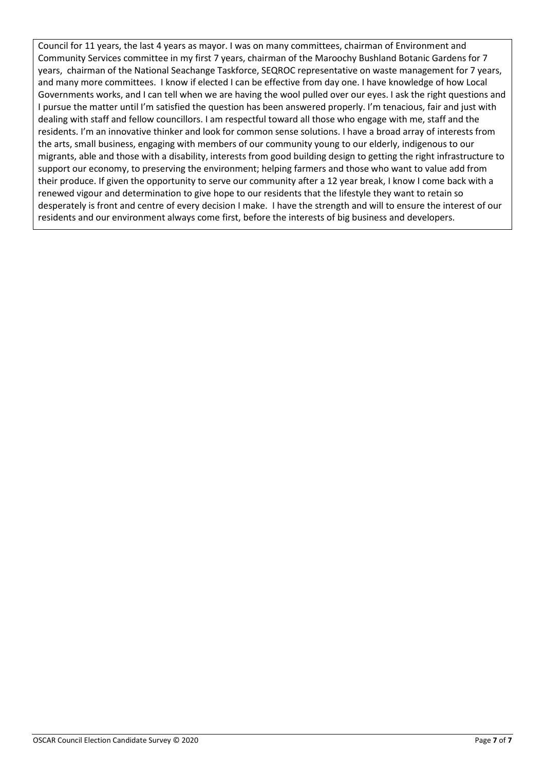Council for 11 years, the last 4 years as mayor. I was on many committees, chairman of Environment and Community Services committee in my first 7 years, chairman of the Maroochy Bushland Botanic Gardens for 7 years, chairman of the National Seachange Taskforce, SEQROC representative on waste management for 7 years, and many more committees. I know if elected I can be effective from day one. I have knowledge of how Local Governments works, and I can tell when we are having the wool pulled over our eyes. I ask the right questions and I pursue the matter until I'm satisfied the question has been answered properly. I'm tenacious, fair and just with dealing with staff and fellow councillors. I am respectful toward all those who engage with me, staff and the residents. I'm an innovative thinker and look for common sense solutions. I have a broad array of interests from the arts, small business, engaging with members of our community young to our elderly, indigenous to our migrants, able and those with a disability, interests from good building design to getting the right infrastructure to support our economy, to preserving the environment; helping farmers and those who want to value add from their produce. If given the opportunity to serve our community after a 12 year break, I know I come back with a renewed vigour and determination to give hope to our residents that the lifestyle they want to retain so desperately is front and centre of every decision I make. I have the strength and will to ensure the interest of our residents and our environment always come first, before the interests of big business and developers.